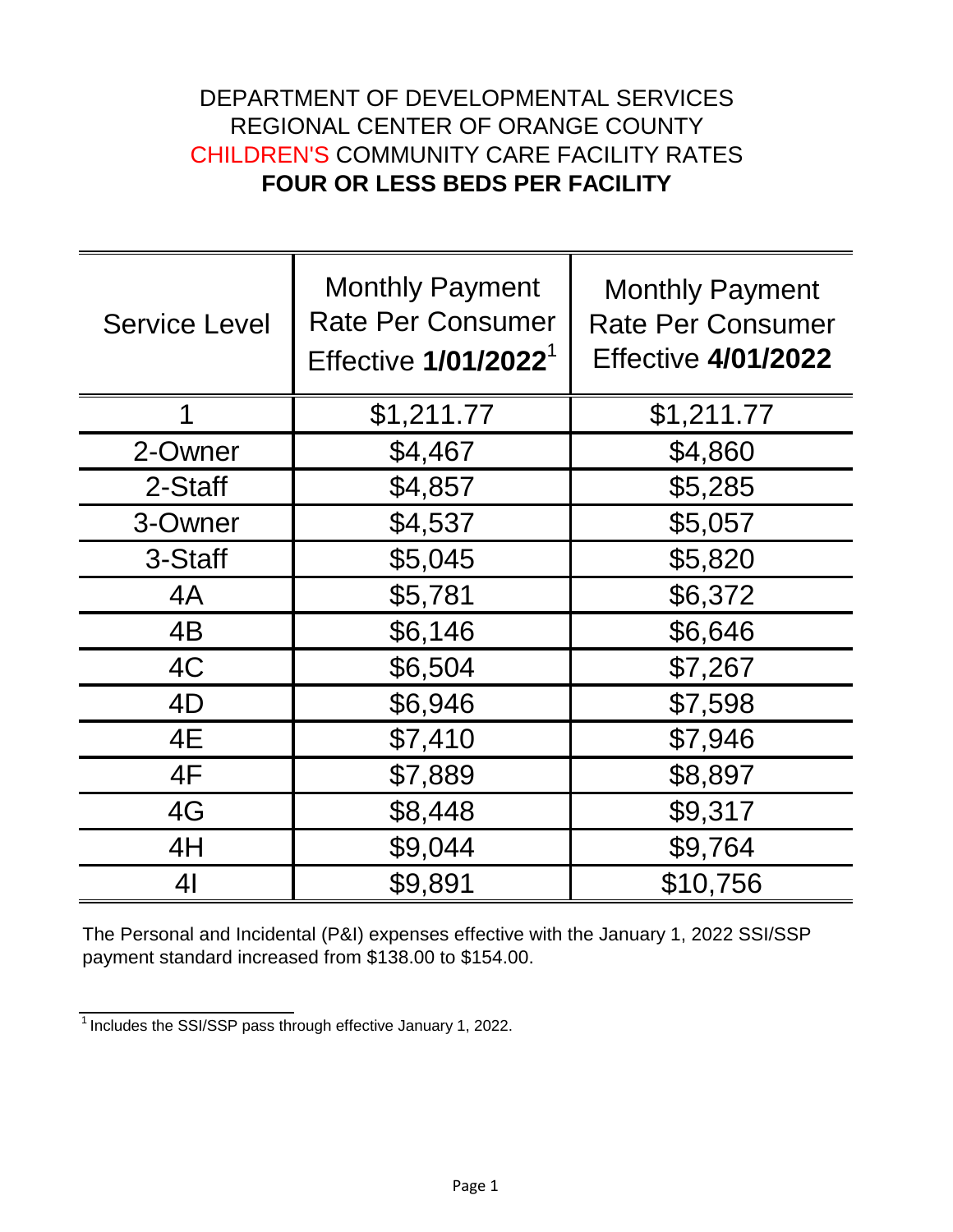DEPARTMENT OF DEVELOPMENTAL SERVICES
REGIONAL CENTER OF ORANGE COUNTY
CHILDREN'S COMMUNITY CARE FACILITY RATES
**FOUR OR LESS BEDS PER FACILITY**

| Service Level | Monthly Payment Rate Per Consumer Effective **1/01/2022**[1] | Monthly Payment Rate Per Consumer Effective **4/01/2022** |
|---|---|---|
| 1 | $1,211.77 | $1,211.77 |
| 2-Owner | $4,467 | $4,860 |
| 2-Staff | $4,857 | $5,285 |
| 3-Owner | $4,537 | $5,057 |
| 3-Staff | $5,045 | $5,820 |
| 4A | $5,781 | $6,372 |
| 4B | $6,146 | $6,646 |
| 4C | $6,504 | $7,267 |
| 4D | $6,946 | $7,598 |
| 4E | $7,410 | $7,946 |
| 4F | $7,889 | $8,897 |
| 4G | $8,448 | $9,317 |
| 4H | $9,044 | $9,764 |
| 4I | $9,891 | $10,756 |

The Personal and Incidental (P&I) expenses effective with the January 1, 2022 SSI/SSP payment standard increased from $138.00 to $154.00.

[1] Includes the SSI/SSP pass through effective January 1, 2022.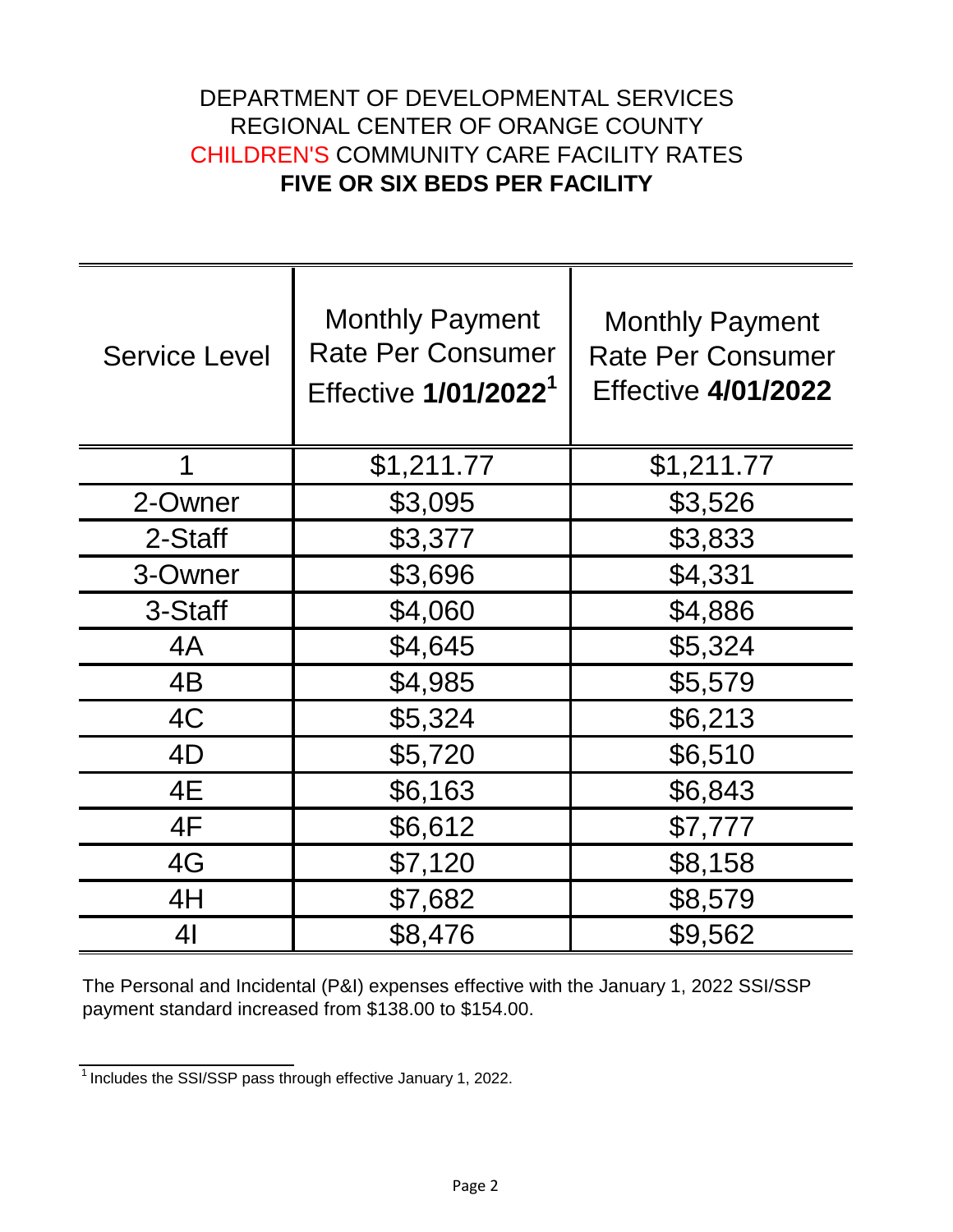DEPARTMENT OF DEVELOPMENTAL SERVICES
REGIONAL CENTER OF ORANGE COUNTY
CHILDREN'S COMMUNITY CARE FACILITY RATES
**FIVE OR SIX BEDS PER FACILITY**

| Service Level | Monthly Payment Rate Per Consumer Effective **1/01/2022**[1] | Monthly Payment Rate Per Consumer Effective **4/01/2022** |
|---|---|---|
| 1 | $1,211.77 | $1,211.77 |
| 2-Owner | $3,095 | $3,526 |
| 2-Staff | $3,377 | $3,833 |
| 3-Owner | $3,696 | $4,331 |
| 3-Staff | $4,060 | $4,886 |
| 4A | $4,645 | $5,324 |
| 4B | $4,985 | $5,579 |
| 4C | $5,324 | $6,213 |
| 4D | $5,720 | $6,510 |
| 4E | $6,163 | $6,843 |
| 4F | $6,612 | $7,777 |
| 4G | $7,120 | $8,158 |
| 4H | $7,682 | $8,579 |
| 4I | $8,476 | $9,562 |

The Personal and Incidental (P&I) expenses effective with the January 1, 2022 SSI/SSP payment standard increased from $138.00 to $154.00.

[1] Includes the SSI/SSP pass through effective January 1, 2022.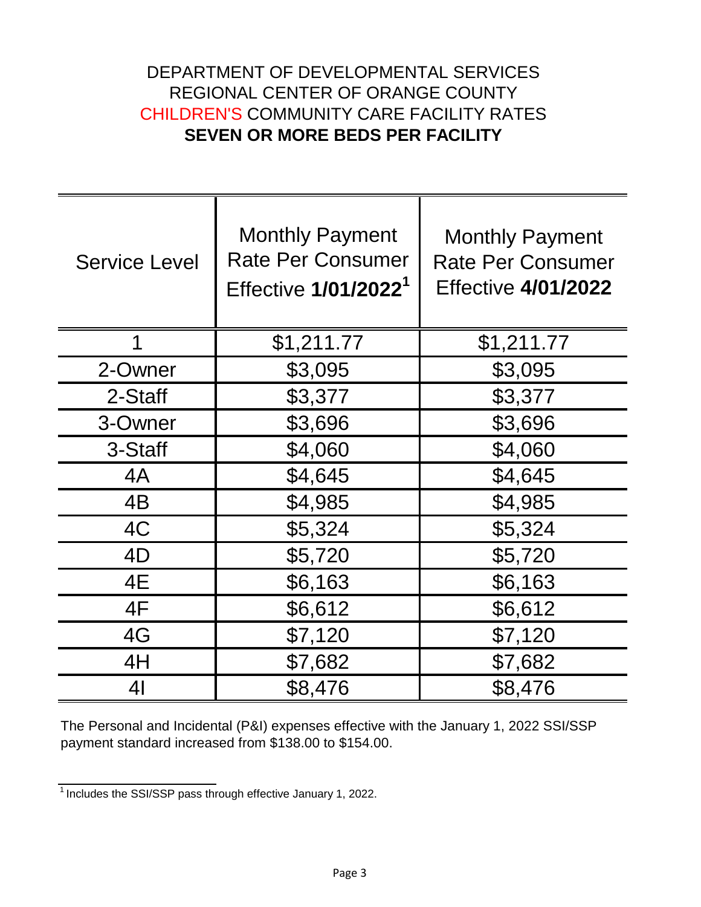DEPARTMENT OF DEVELOPMENTAL SERVICES
REGIONAL CENTER OF ORANGE COUNTY
CHILDREN'S COMMUNITY CARE FACILITY RATES
**SEVEN OR MORE BEDS PER FACILITY**

| Service Level | Monthly Payment Rate Per Consumer Effective **1/01/2022**[1] | Monthly Payment Rate Per Consumer Effective **4/01/2022** |
|---|---|---|
| 1 | $1,211.77 | $1,211.77 |
| 2-Owner | $3,095 | $3,095 |
| 2-Staff | $3,377 | $3,377 |
| 3-Owner | $3,696 | $3,696 |
| 3-Staff | $4,060 | $4,060 |
| 4A | $4,645 | $4,645 |
| 4B | $4,985 | $4,985 |
| 4C | $5,324 | $5,324 |
| 4D | $5,720 | $5,720 |
| 4E | $6,163 | $6,163 |
| 4F | $6,612 | $6,612 |
| 4G | $7,120 | $7,120 |
| 4H | $7,682 | $7,682 |
| 4I | $8,476 | $8,476 |

The Personal and Incidental (P&I) expenses effective with the January 1, 2022 SSI/SSP payment standard increased from $138.00 to $154.00.

[1] Includes the SSI/SSP pass through effective January 1, 2022.